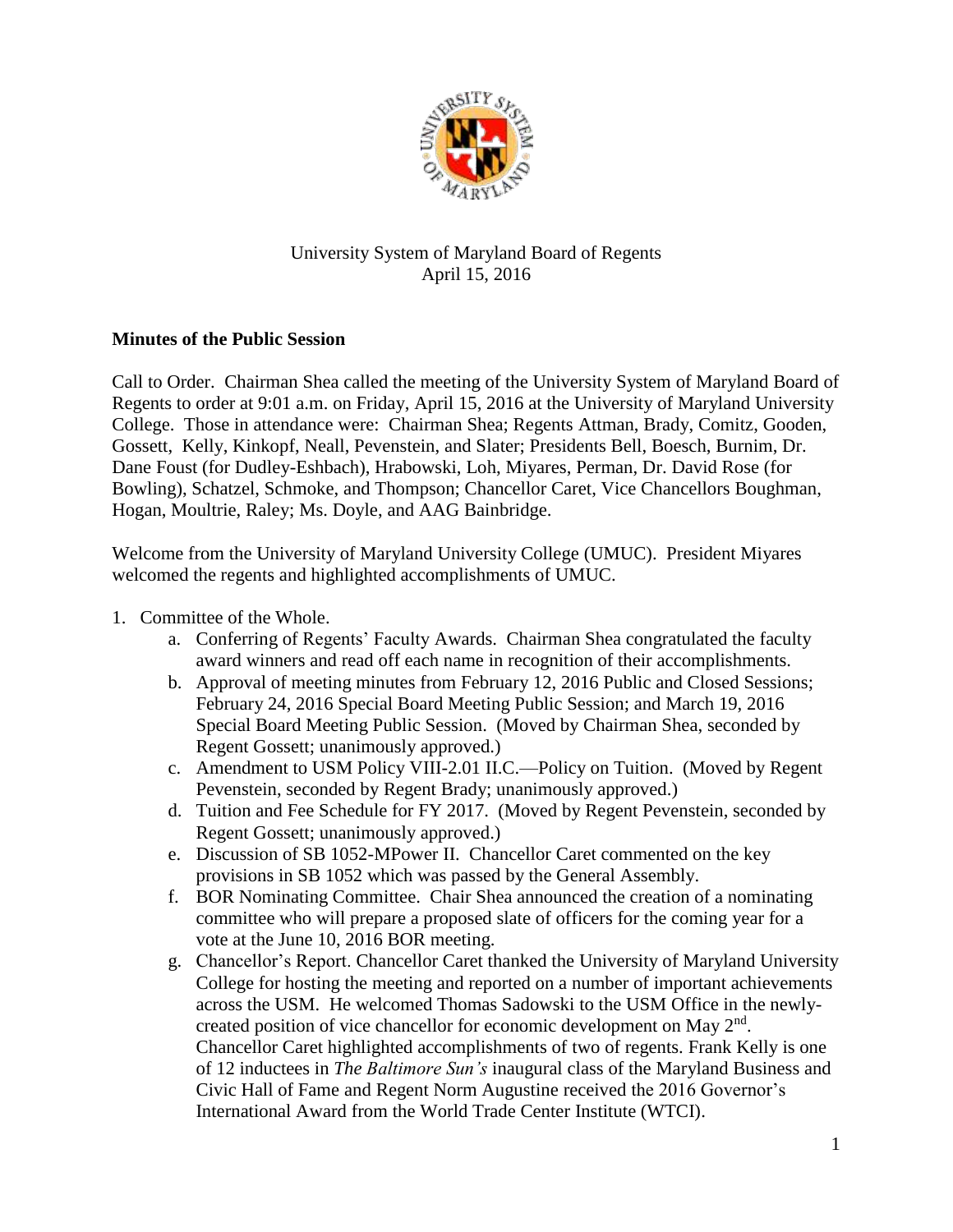University System of Maryland Board of Regents
April 15, 2016

**Minutes of the Public Session**

Call to Order. Chairman Shea called the meeting of the University System of Maryland Board of Regents to order at 9:01 a.m. on Friday, April 15, 2016 at the University of Maryland University College. Those in attendance were: Chairman Shea; Regents Attman, Brady, Comitz, Gooden, Gossett, Kelly, Kinkopf, Neall, Pevenstein, and Slater; Presidents Bell, Boesch, Burnim, Dr. Dane Foust (for Dudley-Eshbach), Hrabowski, Loh, Miyares, Perman, Dr. David Rose (for Bowling), Schatzel, Schmoke, and Thompson; Chancellor Caret, Vice Chancellors Boughman, Hogan, Moultrie, Raley; Ms. Doyle, and AAG Bainbridge.

Welcome from the University of Maryland University College (UMUC). President Miyares welcomed the regents and highlighted accomplishments of UMUC.

1. Committee of the Whole.
   a. Conferring of Regents' Faculty Awards. Chairman Shea congratulated the faculty award winners and read off each name in recognition of their accomplishments.
   b. Approval of meeting minutes from February 12, 2016 Public and Closed Sessions; February 24, 2016 Special Board Meeting Public Session; and March 19, 2016 Special Board Meeting Public Session. (Moved by Chairman Shea, seconded by Regent Gossett; unanimously approved.)
   c. Amendment to USM Policy VIII-2.01 II.C.—Policy on Tuition. (Moved by Regent Pevenstein, seconded by Regent Brady; unanimously approved.)
   d. Tuition and Fee Schedule for FY 2017. (Moved by Regent Pevenstein, seconded by Regent Gossett; unanimously approved.)
   e. Discussion of SB 1052-MPower II. Chancellor Caret commented on the key provisions in SB 1052 which was passed by the General Assembly.
   f. BOR Nominating Committee. Chair Shea announced the creation of a nominating committee who will prepare a proposed slate of officers for the coming year for a vote at the June 10, 2016 BOR meeting.
   g. Chancellor's Report. Chancellor Caret thanked the University of Maryland University College for hosting the meeting and reported on a number of important achievements across the USM. He welcomed Thomas Sadowski to the USM Office in the newly-created position of vice chancellor for economic development on May 2nd. Chancellor Caret highlighted accomplishments of two of regents. Frank Kelly is one of 12 inductees in *The Baltimore Sun's* inaugural class of the Maryland Business and Civic Hall of Fame and Regent Norm Augustine received the 2016 Governor's International Award from the World Trade Center Institute (WTCI).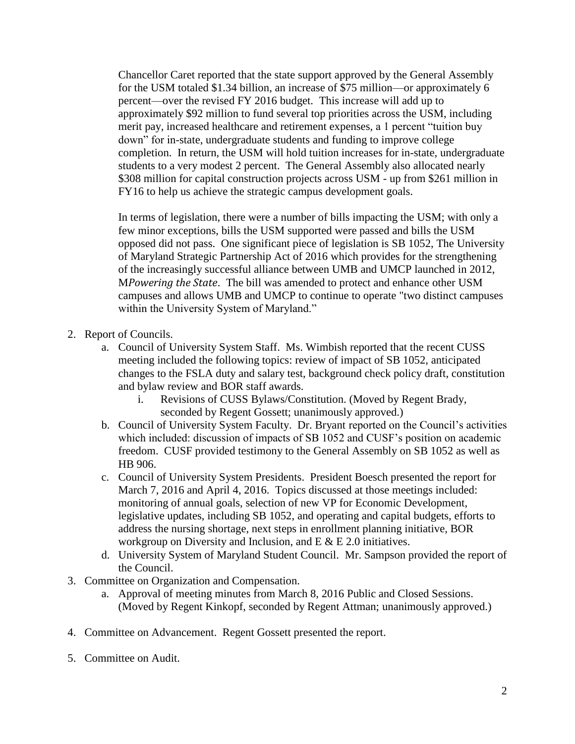Chancellor Caret reported that the state support approved by the General Assembly for the USM totaled $1.34 billion, an increase of $75 million—or approximately 6 percent—over the revised FY 2016 budget. This increase will add up to approximately $92 million to fund several top priorities across the USM, including merit pay, increased healthcare and retirement expenses, a 1 percent "tuition buy down" for in-state, undergraduate students and funding to improve college completion. In return, the USM will hold tuition increases for in-state, undergraduate students to a very modest 2 percent. The General Assembly also allocated nearly $308 million for capital construction projects across USM - up from $261 million in FY16 to help us achieve the strategic campus development goals.

In terms of legislation, there were a number of bills impacting the USM; with only a few minor exceptions, bills the USM supported were passed and bills the USM opposed did not pass. One significant piece of legislation is SB 1052, The University of Maryland Strategic Partnership Act of 2016 which provides for the strengthening of the increasingly successful alliance between UMB and UMCP launched in 2012, M*Powering the State*. The bill was amended to protect and enhance other USM campuses and allows UMB and UMCP to continue to operate "two distinct campuses within the University System of Maryland."

2. Report of Councils.
   a. Council of University System Staff. Ms. Wimbish reported that the recent CUSS meeting included the following topics: review of impact of SB 1052, anticipated changes to the FSLA duty and salary test, background check policy draft, constitution and bylaw review and BOR staff awards.
      i. Revisions of CUSS Bylaws/Constitution. (Moved by Regent Brady, seconded by Regent Gossett; unanimously approved.)
   b. Council of University System Faculty. Dr. Bryant reported on the Council's activities which included: discussion of impacts of SB 1052 and CUSF's position on academic freedom. CUSF provided testimony to the General Assembly on SB 1052 as well as HB 906.
   c. Council of University System Presidents. President Boesch presented the report for March 7, 2016 and April 4, 2016. Topics discussed at those meetings included: monitoring of annual goals, selection of new VP for Economic Development, legislative updates, including SB 1052, and operating and capital budgets, efforts to address the nursing shortage, next steps in enrollment planning initiative, BOR workgroup on Diversity and Inclusion, and E & E 2.0 initiatives.
   d. University System of Maryland Student Council. Mr. Sampson provided the report of the Council.
3. Committee on Organization and Compensation.
   a. Approval of meeting minutes from March 8, 2016 Public and Closed Sessions. (Moved by Regent Kinkopf, seconded by Regent Attman; unanimously approved.)
4. Committee on Advancement. Regent Gossett presented the report.
5. Committee on Audit.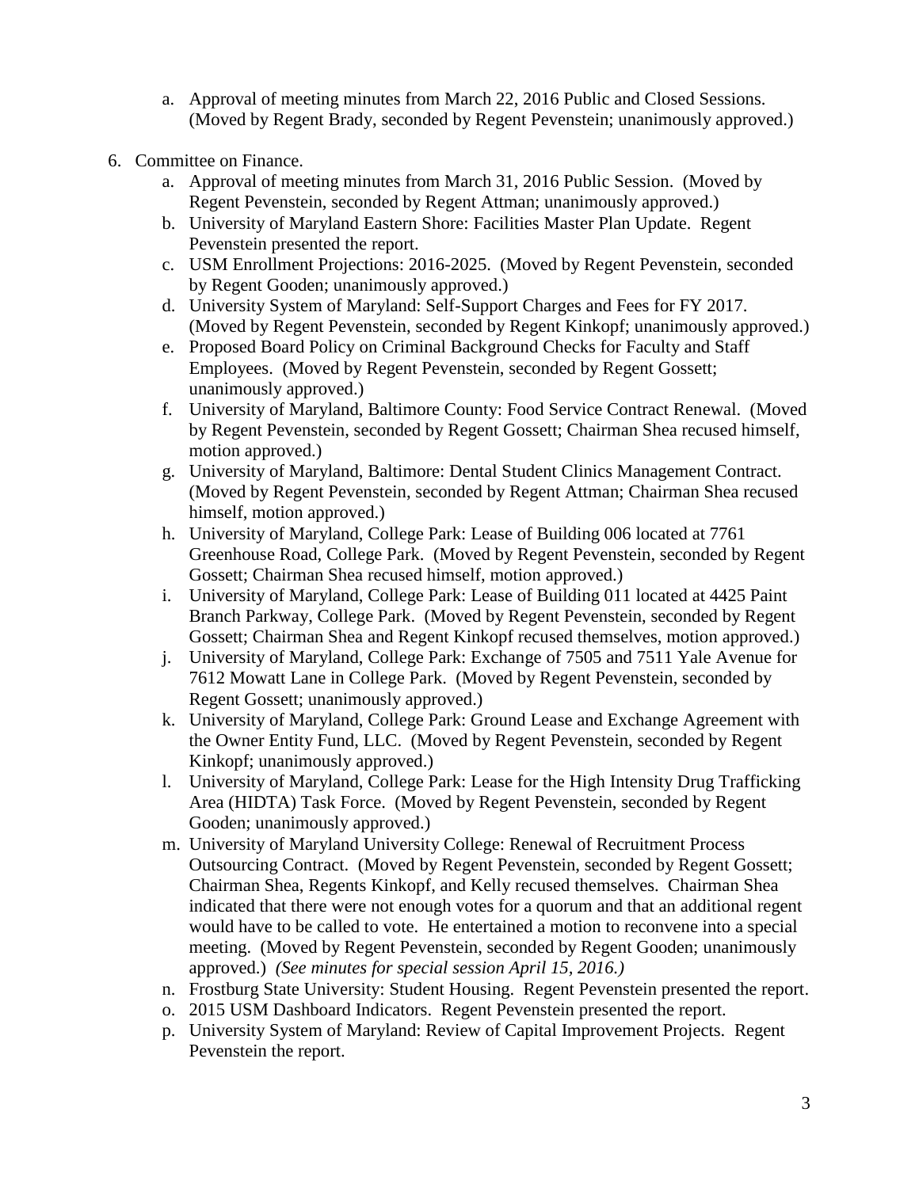a. Approval of meeting minutes from March 22, 2016 Public and Closed Sessions. (Moved by Regent Brady, seconded by Regent Pevenstein; unanimously approved.)

6. Committee on Finance.
   a. Approval of meeting minutes from March 31, 2016 Public Session. (Moved by Regent Pevenstein, seconded by Regent Attman; unanimously approved.)
   b. University of Maryland Eastern Shore: Facilities Master Plan Update. Regent Pevenstein presented the report.
   c. USM Enrollment Projections: 2016-2025. (Moved by Regent Pevenstein, seconded by Regent Gooden; unanimously approved.)
   d. University System of Maryland: Self-Support Charges and Fees for FY 2017. (Moved by Regent Pevenstein, seconded by Regent Kinkopf; unanimously approved.)
   e. Proposed Board Policy on Criminal Background Checks for Faculty and Staff Employees. (Moved by Regent Pevenstein, seconded by Regent Gossett; unanimously approved.)
   f. University of Maryland, Baltimore County: Food Service Contract Renewal. (Moved by Regent Pevenstein, seconded by Regent Gossett; Chairman Shea recused himself, motion approved.)
   g. University of Maryland, Baltimore: Dental Student Clinics Management Contract. (Moved by Regent Pevenstein, seconded by Regent Attman; Chairman Shea recused himself, motion approved.)
   h. University of Maryland, College Park: Lease of Building 006 located at 7761 Greenhouse Road, College Park. (Moved by Regent Pevenstein, seconded by Regent Gossett; Chairman Shea recused himself, motion approved.)
   i. University of Maryland, College Park: Lease of Building 011 located at 4425 Paint Branch Parkway, College Park. (Moved by Regent Pevenstein, seconded by Regent Gossett; Chairman Shea and Regent Kinkopf recused themselves, motion approved.)
   j. University of Maryland, College Park: Exchange of 7505 and 7511 Yale Avenue for 7612 Mowatt Lane in College Park. (Moved by Regent Pevenstein, seconded by Regent Gossett; unanimously approved.)
   k. University of Maryland, College Park: Ground Lease and Exchange Agreement with the Owner Entity Fund, LLC. (Moved by Regent Pevenstein, seconded by Regent Kinkopf; unanimously approved.)
   l. University of Maryland, College Park: Lease for the High Intensity Drug Trafficking Area (HIDTA) Task Force. (Moved by Regent Pevenstein, seconded by Regent Gooden; unanimously approved.)
   m. University of Maryland University College: Renewal of Recruitment Process Outsourcing Contract. (Moved by Regent Pevenstein, seconded by Regent Gossett; Chairman Shea, Regents Kinkopf, and Kelly recused themselves. Chairman Shea indicated that there were not enough votes for a quorum and that an additional regent would have to be called to vote. He entertained a motion to reconvene into a special meeting. (Moved by Regent Pevenstein, seconded by Regent Gooden; unanimously approved.) *(See minutes for special session April 15, 2016.)*
   n. Frostburg State University: Student Housing. Regent Pevenstein presented the report.
   o. 2015 USM Dashboard Indicators. Regent Pevenstein presented the report.
   p. University System of Maryland: Review of Capital Improvement Projects. Regent Pevenstein the report.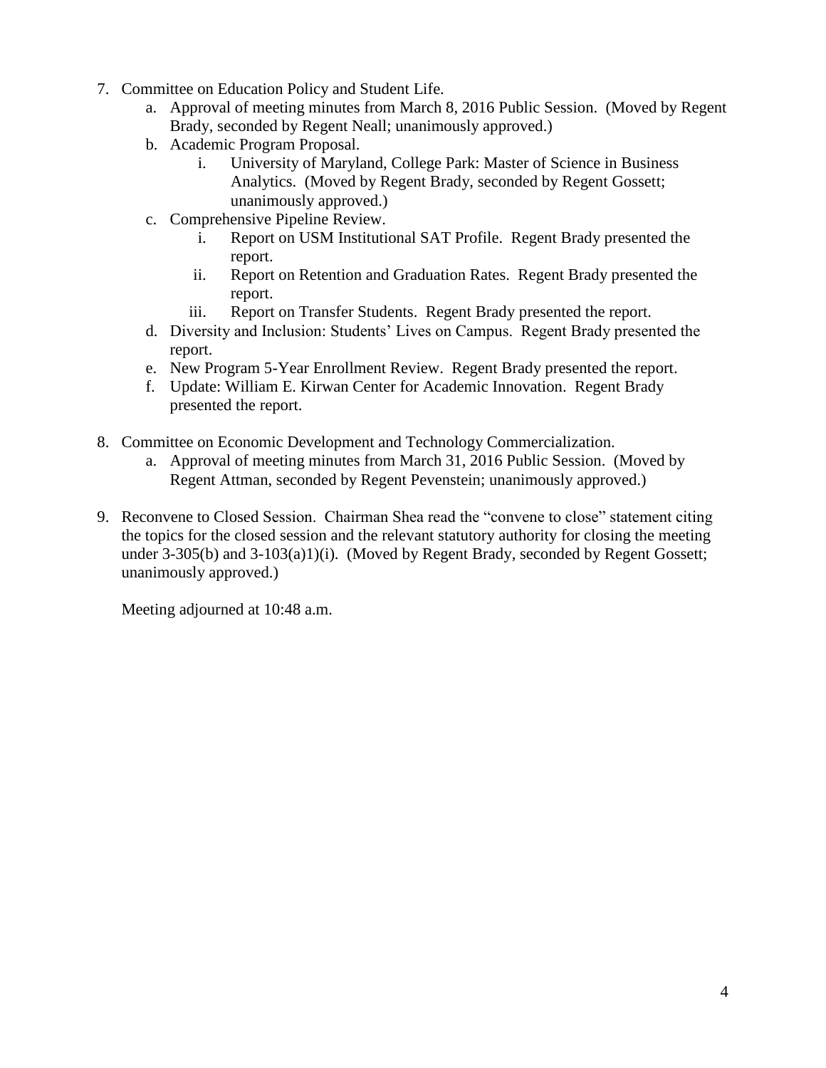7. Committee on Education Policy and Student Life.
   a. Approval of meeting minutes from March 8, 2016 Public Session. (Moved by Regent Brady, seconded by Regent Neall; unanimously approved.)
   b. Academic Program Proposal.
      i. University of Maryland, College Park: Master of Science in Business Analytics. (Moved by Regent Brady, seconded by Regent Gossett; unanimously approved.)
   c. Comprehensive Pipeline Review.
      i. Report on USM Institutional SAT Profile. Regent Brady presented the report.
      ii. Report on Retention and Graduation Rates. Regent Brady presented the report.
      iii. Report on Transfer Students. Regent Brady presented the report.
   d. Diversity and Inclusion: Students' Lives on Campus. Regent Brady presented the report.
   e. New Program 5-Year Enrollment Review. Regent Brady presented the report.
   f. Update: William E. Kirwan Center for Academic Innovation. Regent Brady presented the report.

8. Committee on Economic Development and Technology Commercialization.
   a. Approval of meeting minutes from March 31, 2016 Public Session. (Moved by Regent Attman, seconded by Regent Pevenstein; unanimously approved.)

9. Reconvene to Closed Session. Chairman Shea read the "convene to close" statement citing the topics for the closed session and the relevant statutory authority for closing the meeting under 3-305(b) and 3-103(a)1)(i). (Moved by Regent Brady, seconded by Regent Gossett; unanimously approved.)

   Meeting adjourned at 10:48 a.m.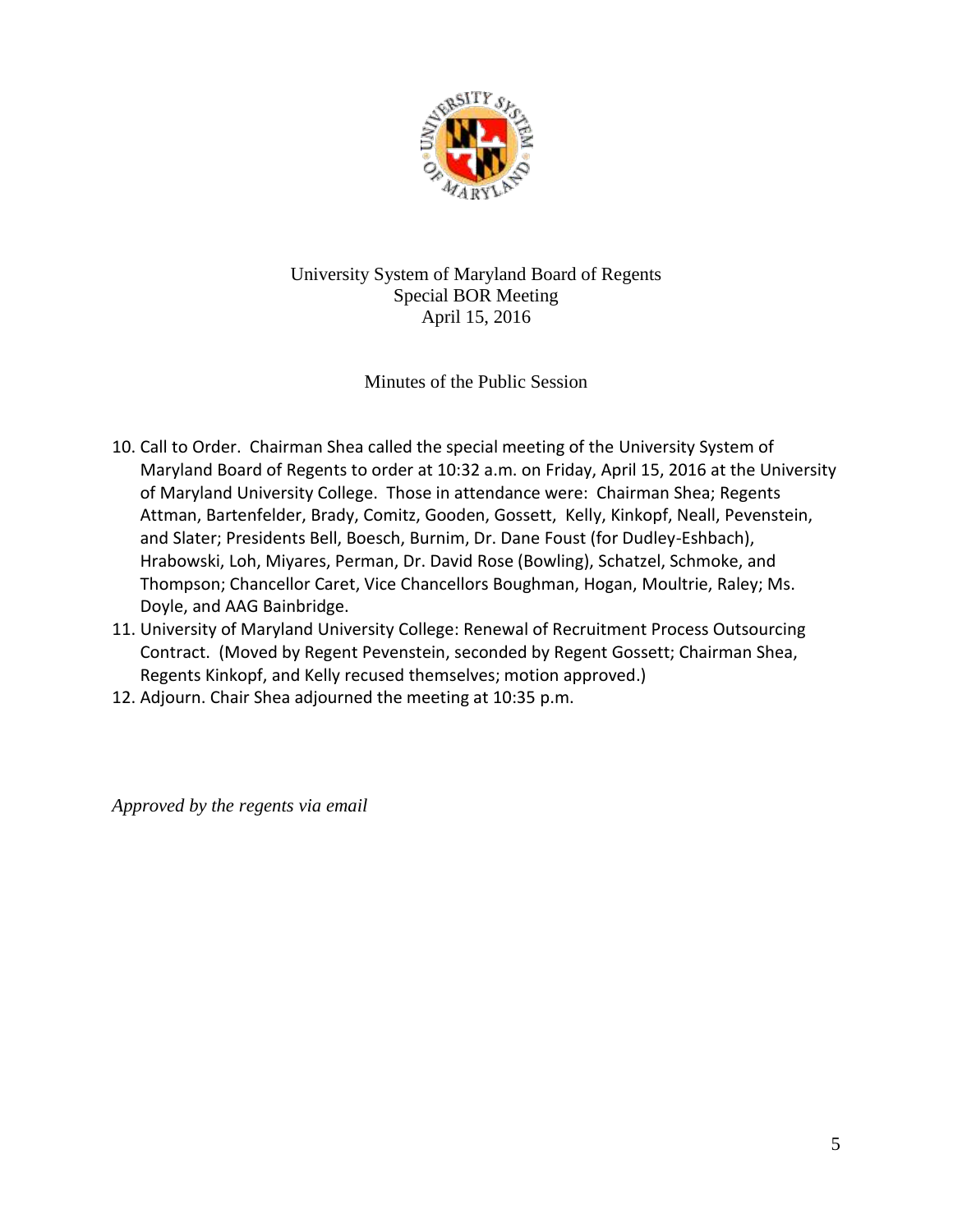University System of Maryland Board of Regents
Special BOR Meeting
April 15, 2016

Minutes of the Public Session

10. Call to Order. Chairman Shea called the special meeting of the University System of Maryland Board of Regents to order at 10:32 a.m. on Friday, April 15, 2016 at the University of Maryland University College. Those in attendance were: Chairman Shea; Regents Attman, Bartenfelder, Brady, Comitz, Gooden, Gossett, Kelly, Kinkopf, Neall, Pevenstein, and Slater; Presidents Bell, Boesch, Burnim, Dr. Dane Foust (for Dudley-Eshbach), Hrabowski, Loh, Miyares, Perman, Dr. David Rose (Bowling), Schatzel, Schmoke, and Thompson; Chancellor Caret, Vice Chancellors Boughman, Hogan, Moultrie, Raley; Ms. Doyle, and AAG Bainbridge.
11. University of Maryland University College: Renewal of Recruitment Process Outsourcing Contract. (Moved by Regent Pevenstein, seconded by Regent Gossett; Chairman Shea, Regents Kinkopf, and Kelly recused themselves; motion approved.)
12. Adjourn. Chair Shea adjourned the meeting at 10:35 p.m.

*Approved by the regents via email*